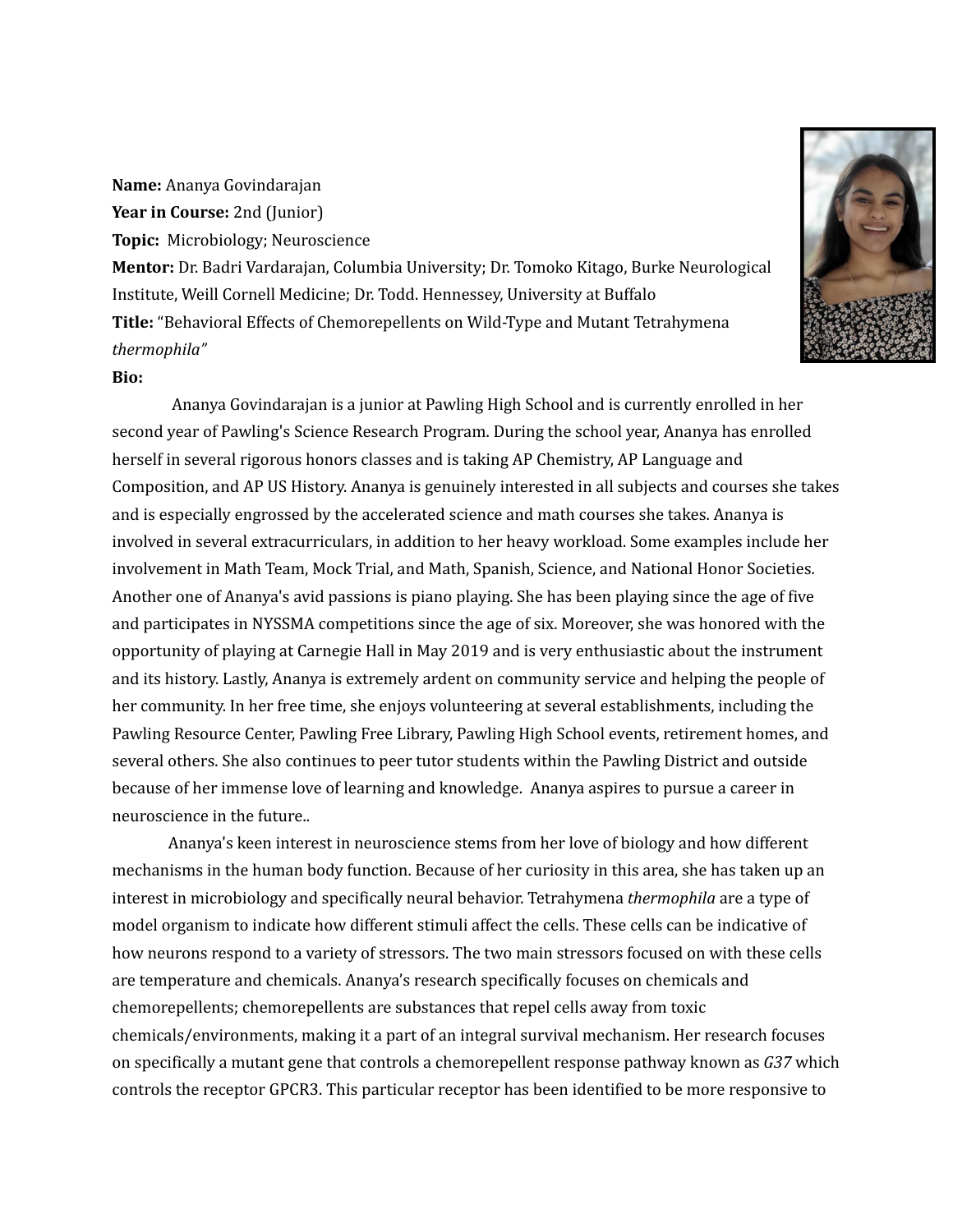**Name:** Ananya Govindarajan

**Year in Course:** 2nd (Junior)

**Topic:** Microbiology; Neuroscience

**Mentor:** Dr. Badri Vardarajan, Columbia University; Dr. Tomoko Kitago, Burke Neurological Institute, Weill Cornell Medicine; Dr. Todd. Hennessey, University at Buffalo

**Title:** "Behavioral Effects of Chemorepellents on Wild-Type and Mutant Tetrahymena *thermophila"*

**Bio:**

Ananya Govindarajan is a junior at Pawling High School and is currently enrolled in her second year of Pawling's Science Research Program. During the school year, Ananya has enrolled herself in several rigorous honors classes and is taking AP Chemistry, AP Language and Composition, and AP US History. Ananya is genuinely interested in all subjects and courses she takes and is especially engrossed by the accelerated science and math courses she takes. Ananya is involved in several extracurriculars, in addition to her heavy workload. Some examples include her involvement in Math Team, Mock Trial, and Math, Spanish, Science, and National Honor Societies. Another one of Ananya's avid passions is piano playing. She has been playing since the age of five and participates in NYSSMA competitions since the age of six. Moreover, she was honored with the opportunity of playing at Carnegie Hall in May 2019 and is very enthusiastic about the instrument and its history. Lastly, Ananya is extremely ardent on community service and helping the people of her community. In her free time, she enjoys volunteering at several establishments, including the Pawling Resource Center, Pawling Free Library, Pawling High School events, retirement homes, and several others. She also continues to peer tutor students within the Pawling District and outside because of her immense love of learning and knowledge. Ananya aspires to pursue a career in neuroscience in the future..

Ananya's keen interest in neuroscience stems from her love of biology and how different mechanisms in the human body function. Because of her curiosity in this area, she has taken up an interest in microbiology and specifically neural behavior. Tetrahymena *thermophila* are a type of model organism to indicate how different stimuli affect the cells. These cells can be indicative of how neurons respond to a variety of stressors. The two main stressors focused on with these cells are temperature and chemicals. Ananya's research specifically focuses on chemicals and chemorepellents; chemorepellents are substances that repel cells away from toxic chemicals/environments, making it a part of an integral survival mechanism. Her research focuses on specifically a mutant gene that controls a chemorepellent response pathway known as *G37* which controls the receptor GPCR3. This particular receptor has been identified to be more responsive to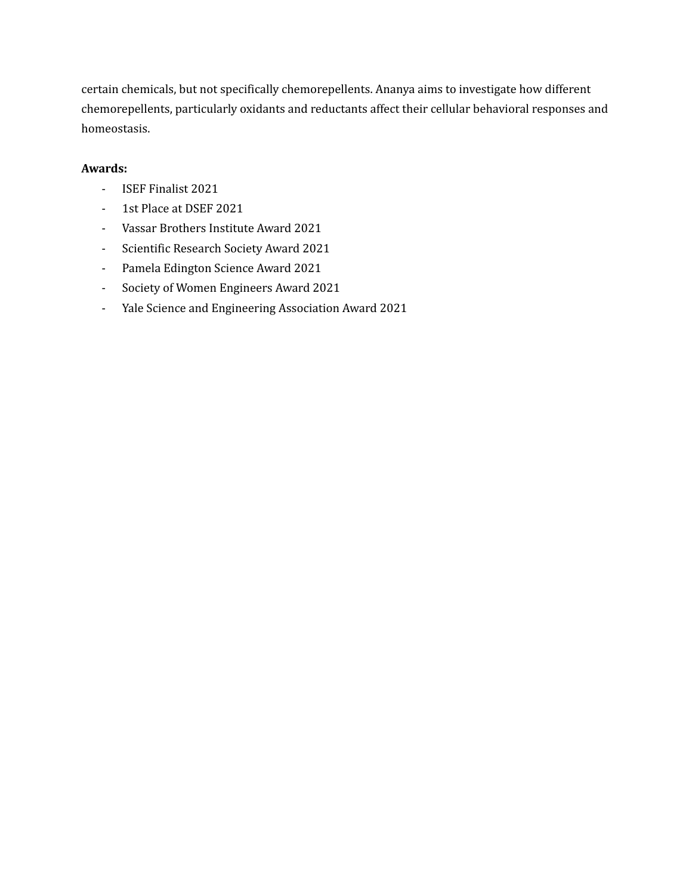certain chemicals, but not specifically chemorepellents. Ananya aims to investigate how different chemorepellents, particularly oxidants and reductants affect their cellular behavioral responses and homeostasis.

**Awards:**

- ISEF Finalist 2021
- 1st Place at DSEF 2021
- Vassar Brothers Institute Award 2021
- Scientific Research Society Award 2021
- Pamela Edington Science Award 2021
- Society of Women Engineers Award 2021
- Yale Science and Engineering Association Award 2021